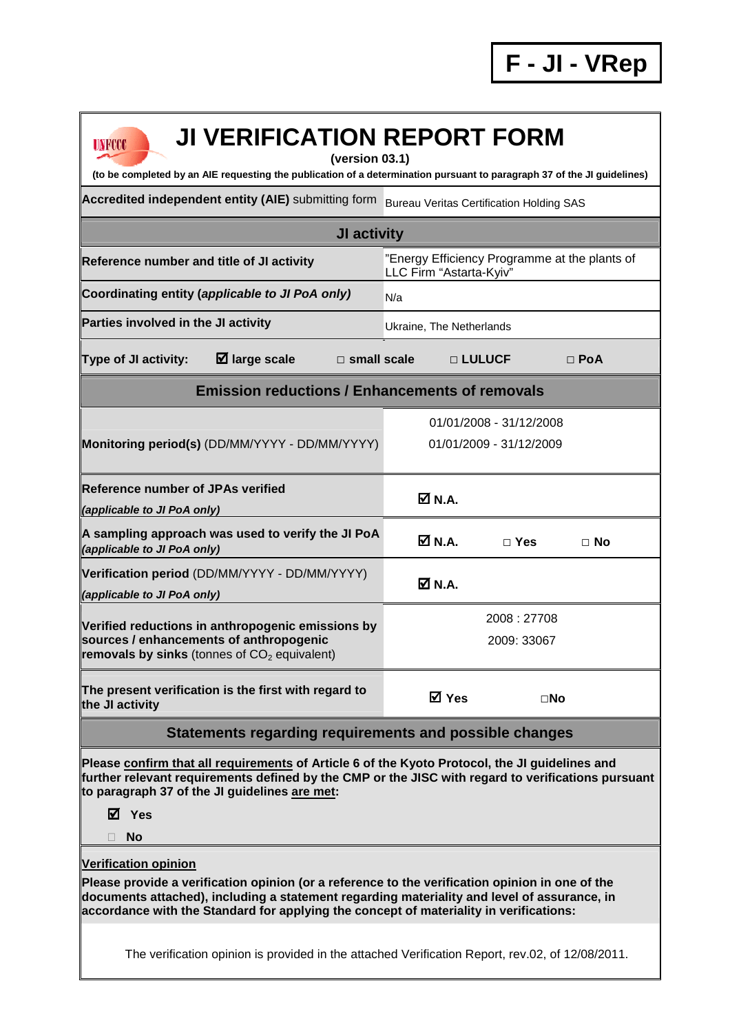**F - JI - VRep**

# JI VERIFICATION REPORT FORM

**(version 03.1)**

**(to be completed by an AIE requesting the publication of a determination pursuant to paragraph 37 of the JI guidelines)**

| | |
|---|---|
| **Accredited independent entity (AIE)** submitting form | Bureau Veritas Certification Holding SAS |
| **JI activity** | |
| **Reference number and title of JI activity** | "Energy Efficiency Programme at the plants of LLC Firm "Astarta-Kyiv" |
| **Coordinating entity (*applicable to JI PoA only*)** | N/a |
| **Parties involved in the JI activity** | Ukraine, The Netherlands |
| **Type of JI activity:** ☑ **large scale** □ **small scale** □ **LULUCF** □ **PoA** | |
| **Emission reductions / Enhancements of removals** | |
| **Monitoring period(s)** (DD/MM/YYYY - DD/MM/YYYY) | 01/01/2008 - 31/12/2008<br>01/01/2009 - 31/12/2009 |
| **Reference number of JPAs verified**<br>***(applicable to JI PoA only)*** | ☑ **N.A.** |
| **A sampling approach was used to verify the JI PoA *(applicable to JI PoA only)*** | ☑ **N.A.** □ **Yes** □ **No** |
| **Verification period** (DD/MM/YYYY - DD/MM/YYYY)<br>***(applicable to JI PoA only)*** | ☑ **N.A.** |
| **Verified reductions in anthropogenic emissions by sources / enhancements of anthropogenic removals by sinks** (tonnes of $CO_2$ equivalent) | 2008 : 27708<br>2009: 33067 |
| **The present verification is the first with regard to the JI activity** | ☑ **Yes** □**No** |

## Statements regarding requirements and possible changes

**Please <u>confirm that all requirements</u> of Article 6 of the Kyoto Protocol, the JI guidelines and further relevant requirements defined by the CMP or the JISC with regard to verifications pursuant to paragraph 37 of the JI guidelines <u>are met</u>:**

☑ **Yes**

□ **No**

**<u>Verification opinion</u>**

**Please provide a verification opinion (or a reference to the verification opinion in one of the documents attached), including a statement regarding materiality and level of assurance, in accordance with the Standard for applying the concept of materiality in verifications:**

The verification opinion is provided in the attached Verification Report, rev.02, of 12/08/2011.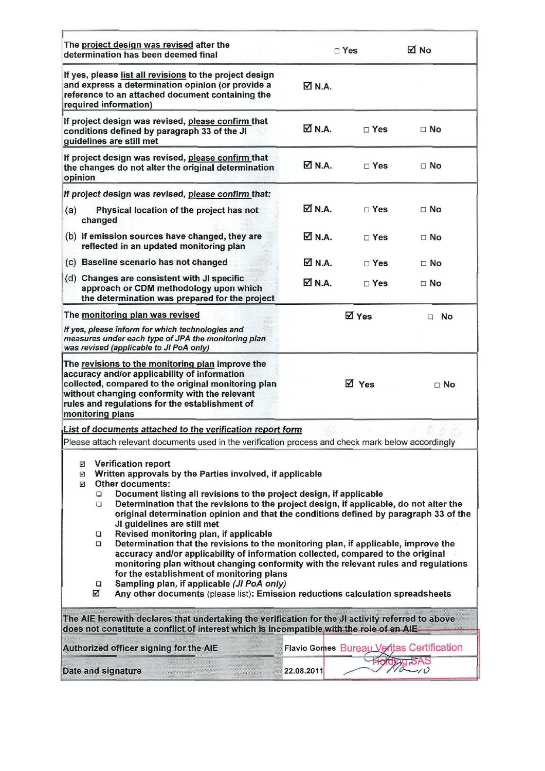| | | | |
|---|---|---|---|
| The project design was revised after the determination has been deemed final | | ☐ Yes | ☑ No |
| If yes, please list all revisions to the project design and express a determination opinion (or provide a reference to an attached document containing the required information) | ☑ N.A. | | |
| If project design was revised, please confirm that conditions defined by paragraph 33 of the JI guidelines are still met | ☑ N.A. | ☐ Yes | ☐ No |
| If project design was revised, please confirm that the changes do not alter the original determination opinion | ☑ N.A. | ☐ Yes | ☐ No |
| *If project design was revised, please confirm that:* | | | |
| (a) Physical location of the project has not changed | ☑ N.A. | ☐ Yes | ☐ No |
| (b) If emission sources have changed, they are reflected in an updated monitoring plan | ☑ N.A. | ☐ Yes | ☐ No |
| (c) Baseline scenario has not changed | ☑ N.A. | ☐ Yes | ☐ No |
| (d) Changes are consistent with JI specific approach or CDM methodology upon which the determination was prepared for the project | ☑ N.A. | ☐ Yes | ☐ No |
| The monitoring plan was revised<br>*If yes, please inform for which technologies and measures under each type of JPA the monitoring plan was revised (applicable to JI PoA only)* | | ☑ Yes | ☐ No |
| The revisions to the monitoring plan improve the accuracy and/or applicability of information collected, compared to the original monitoring plan without changing conformity with the relevant rules and regulations for the establishment of monitoring plans | | ☑ Yes | ☐ No |

***List of documents attached to the verification report form***

Please attach relevant documents used in the verification process and check mark below accordingly

- ☑ **Verification report**
- ☑ **Written approvals by the Parties involved, if applicable**
- ☑ **Other documents:**
  - ☐ **Document listing all revisions to the project design, if applicable**
  - ☐ **Determination that the revisions to the project design, if applicable, do not alter the original determination opinion and that the conditions defined by paragraph 33 of the JI guidelines are still met**
  - ☐ **Revised monitoring plan, if applicable**
  - ☐ **Determination that the revisions to the monitoring plan, if applicable, improve the accuracy and/or applicability of information collected, compared to the original monitoring plan without changing conformity with the relevant rules and regulations for the establishment of monitoring plans**
  - ☐ **Sampling plan, if applicable *(JI PoA only)***
  - ☑ **Any other documents** (please list): **Emission reductions calculation spreadsheets**

**The AIE herewith declares that undertaking the verification for the JI activity referred to above does not constitute a conflict of interest which is incompatible with the role of an AIE**

| | |
|---|---|
| **Authorized officer signing for the AIE** | Flavio Gomes Bureau Veritas Certification Holding SAS |
| **Date and signature** | 22.08.2011 |